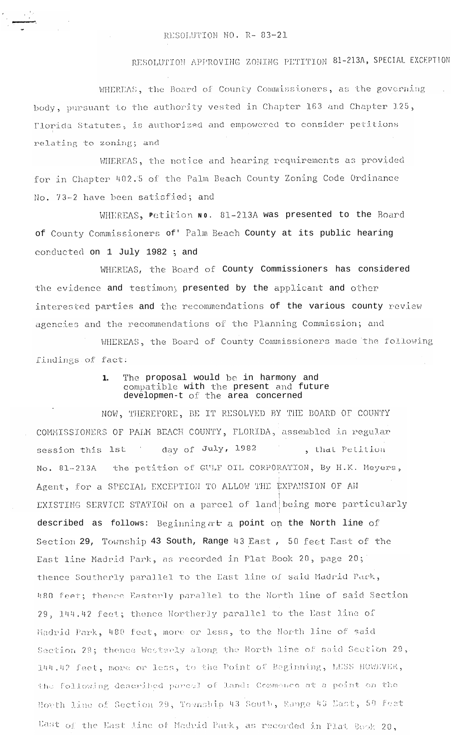RESOLUTION NO. R- 83-21

RESOLUTION APPROVING ZONING PETITION 81-213A, SPECIAL EXCEPTION

WHEREAS, the Board of County Commissioners, as the governing body, pursuant to the authority vested in Chapter 163 and Chapter 125, Florida Statutes, is authorized and empowered to consider petitions relating to zoning; and

WHEREAS, the notice and hearing requirements as provided for in Chapter 402.5 of the Palm Beach County Zoning Code Ordinance No. 73-2 have been satisfied; and

WHEREAS, Petition No. 81-213A was presented to the Board of County Commissioners of Palm Beach County at its public hearing conducted on 1 July 1982 ; and

WHEREAS, the Board of County Commissioners has considered the evidence and testimony presented by the applicant and other interested parties and the recommendations of the various county review agencies and the recommendations of the Planning Commission; and

WHEREAS, the Board of County Commissioners made the following findings of fact:

1. The proposal would be in harmony and compatible with the present and future development of the area concerned

NOW, THEREFORE, BE IT RESOLVED BY THE BOARD OF COUNTY COMMISSIONERS OF PALM BEACH COUNTY, FLORIDA, assembled in regular session this 1st day of July, 1982 , that Petition No. 81-213A the petition of GULF OIL CORPORATION, By H.K. Meyers, Agent, for a SPECIAL EXCEPTION TO ALLOW THE EXPANSION OF AN EXISTING SERVICE STATION on a parcel of land being more particularly described as follows: Beginning at a point on the North line of Section 29, Township 43 South, Range 43 East , 50 feet East of the East line Madrid Park, as recorded in Plat Book 20, page 20; thence Southerly parallel to the East line of said Madrid Park, 480 feet; thence Easterly parallel to the North line of said Section 29, 144.42 feet; thence Northerly parallel to the East line of Madrid Park, 480 feet, more or less, to the North line of said Section 29; thence Westerly along the North line of said Section 29, 144.42 feet, more or less, to the Point of Beginning, LESS HOWEVER, the following described parcel of land: Commence at a point on the North line of Section 29, Township 43 South, Range 43 East, 50 feet East of the East line of Madrid Park, as recorded in Plat Book 20,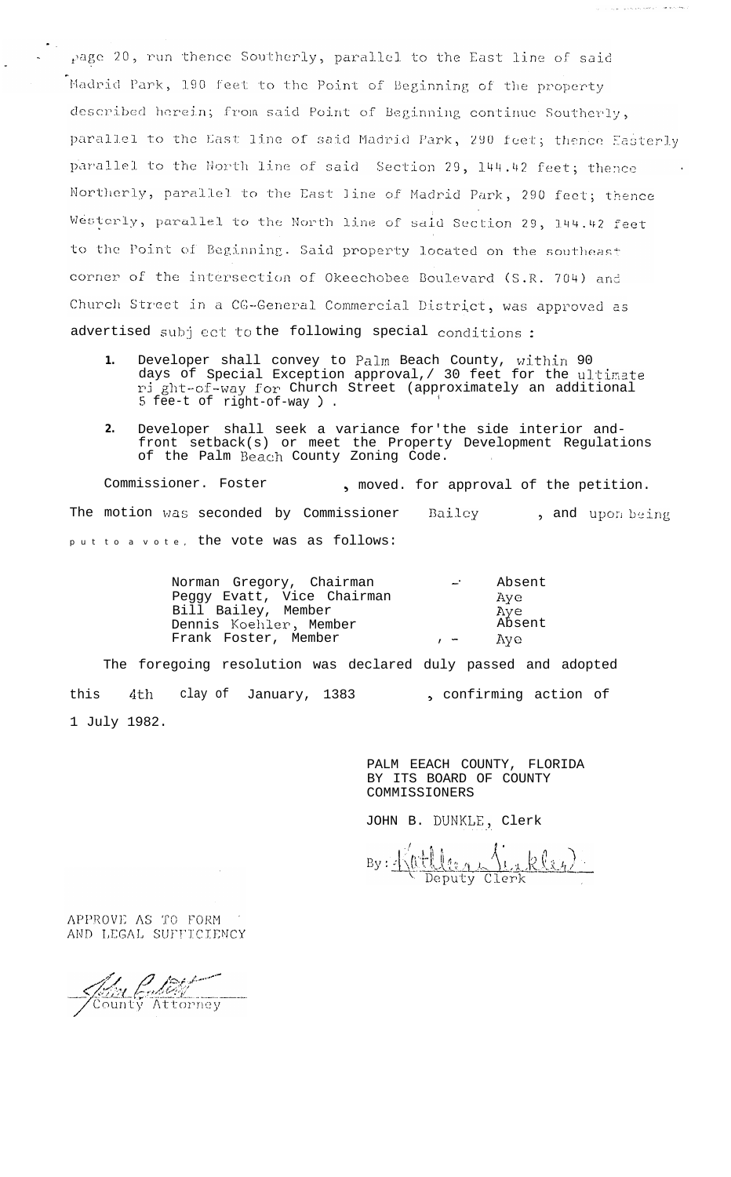page 20, run thence Southerly, parallel to the East line of said Madrid Park, 190 feet to the Point of Beginning of the property described herein; from said Point of Beginning continue Southerly, parallel to the East line of said Madrid Park, 290 feet; thence Easterly parallel to the North line of said Section 29, 144.42 feet; thence Northerly, parallel to the East line of Madrid Park, 290 feet; thence Westerly, parallel to the North line of said Section 29, 144.42 feet to the Point of Beginning. Said property located on the southeast corner of the intersection of Okeechobee Boulevard (S.R. 704) and Church Street in a CG-General Commercial District, was approved as advertised subject to the following special conditions:

1. Developer shall convey to Palm Beach County, within 90 days of Special Exception approval,/ 30 feet for the ultimate right-of-way for Church Street (approximately an additional 5 fee-t of right-of-way ) .
2. Developer shall seek a variance for'the side interior and-front setback(s) or meet the Property Development Regulations of the Palm Beach County Zoning Code.

Commissioner. Foster, moved. for approval of the petition. The motion was seconded by Commissioner Bailey, and upon being put to a vote, the vote was as follows:

| | |
|---|---|
| Norman Gregory, Chairman | Absent |
| Peggy Evatt, Vice Chairman | Aye |
| Bill Bailey, Member | Aye |
| Dennis Koehler, Member | Absent |
| Frank Foster, Member | Aye |

The foregoing resolution was declared duly passed and adopted this 4th clay of January, 1383, confirming action of 1 July 1982.

PALM EEACH COUNTY, FLORIDA
BY ITS BOARD OF COUNTY COMMISSIONERS

JOHN B. DUNKLE, Clerk

By: [signature]
Deputy Clerk

APPROVE AS TO FORM
AND LEGAL SUFFICIENCY

[signature]
County Attorney